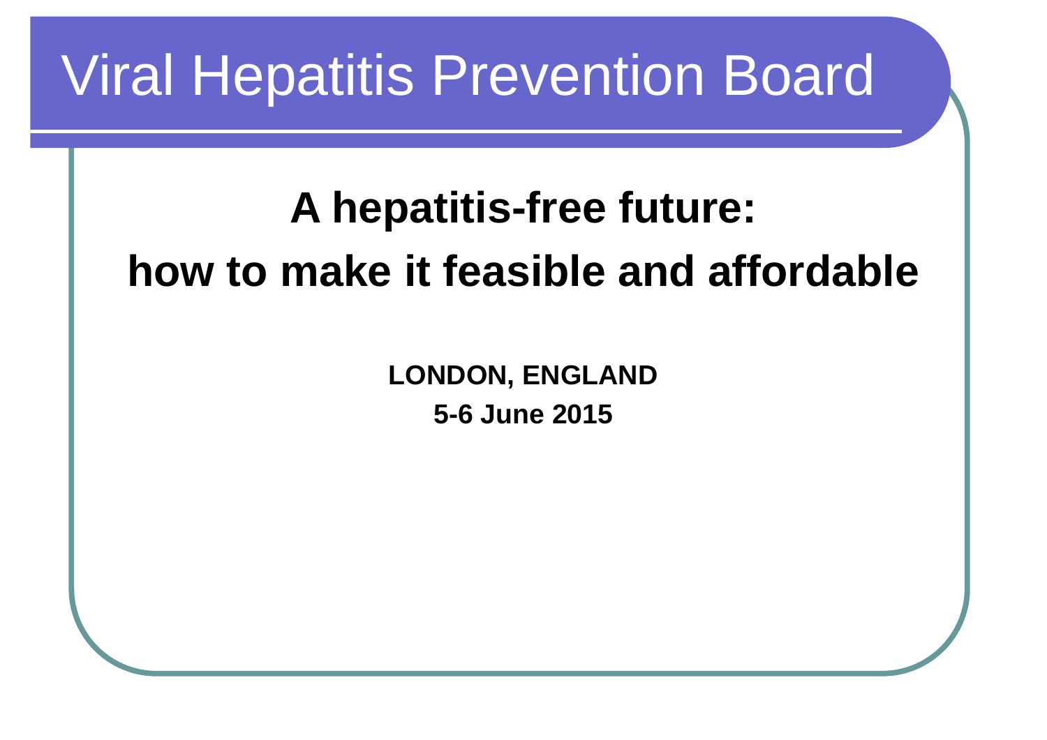# Viral Hepatitis Prevention Board

## A hepatitis-free future:
## how to make it feasible and affordable

**LONDON, ENGLAND**

**5-6 June 2015**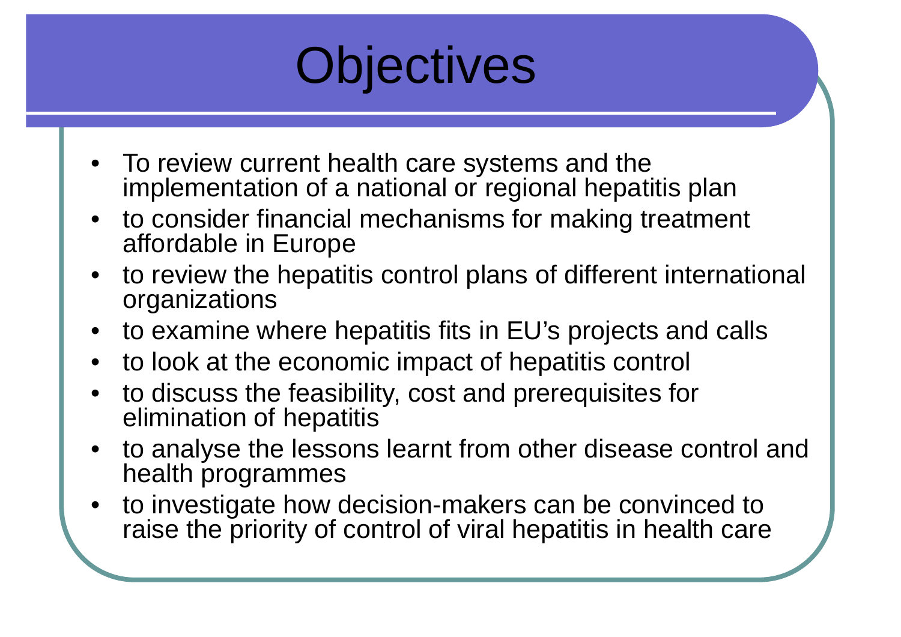# Objectives

- To review current health care systems and the implementation of a national or regional hepatitis plan
- to consider financial mechanisms for making treatment affordable in Europe
- to review the hepatitis control plans of different international organizations
- to examine where hepatitis fits in EU's projects and calls
- to look at the economic impact of hepatitis control
- to discuss the feasibility, cost and prerequisites for elimination of hepatitis
- to analyse the lessons learnt from other disease control and health programmes
- to investigate how decision-makers can be convinced to raise the priority of control of viral hepatitis in health care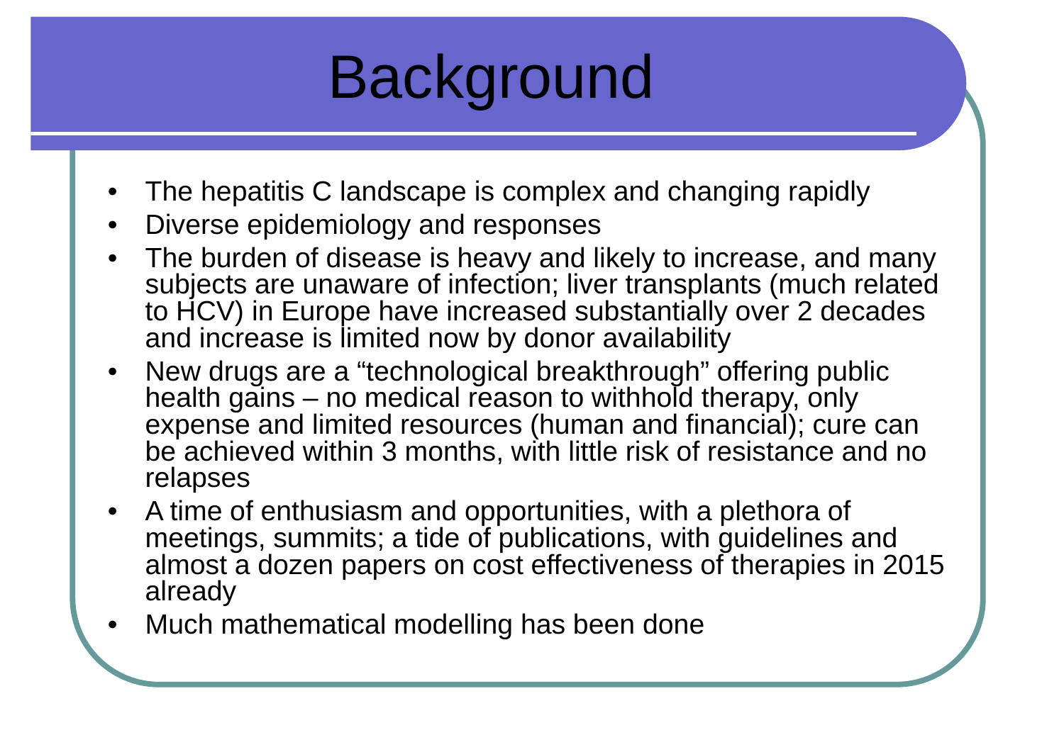# Background

- The hepatitis C landscape is complex and changing rapidly
- Diverse epidemiology and responses
- The burden of disease is heavy and likely to increase, and many subjects are unaware of infection; liver transplants (much related to HCV) in Europe have increased substantially over 2 decades and increase is limited now by donor availability
- New drugs are a "technological breakthrough" offering public health gains – no medical reason to withhold therapy, only expense and limited resources (human and financial); cure can be achieved within 3 months, with little risk of resistance and no relapses
- A time of enthusiasm and opportunities, with a plethora of meetings, summits; a tide of publications, with guidelines and almost a dozen papers on cost effectiveness of therapies in 2015 already
- Much mathematical modelling has been done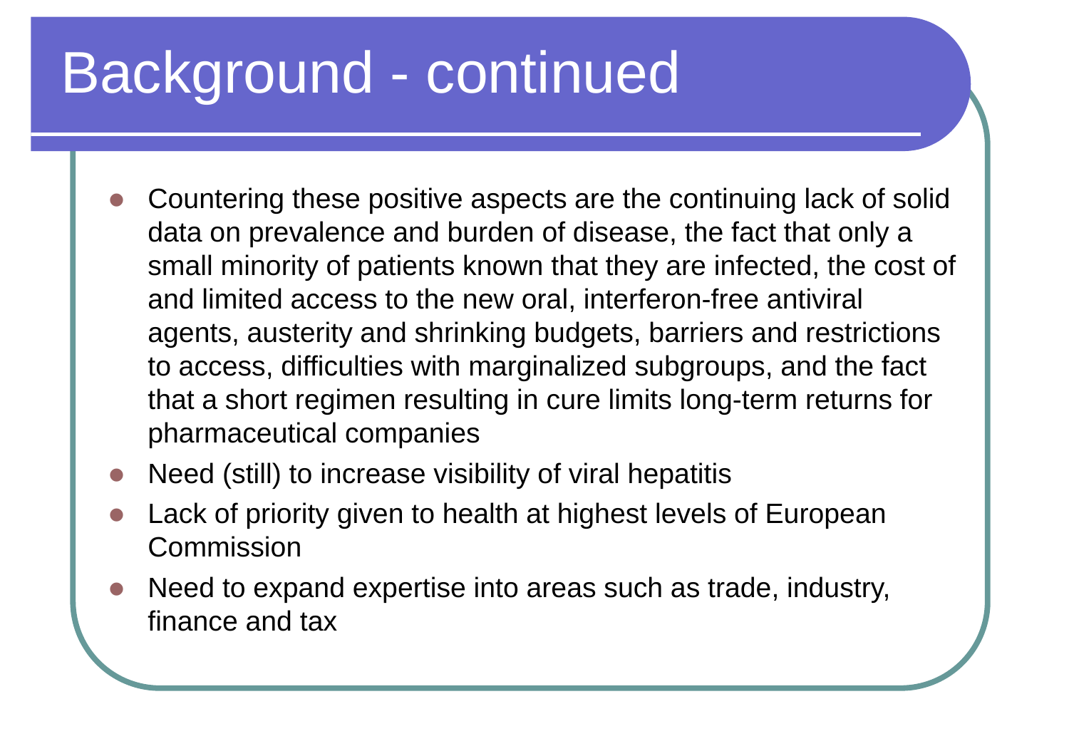# Background - continued

- Countering these positive aspects are the continuing lack of solid data on prevalence and burden of disease, the fact that only a small minority of patients known that they are infected, the cost of and limited access to the new oral, interferon-free antiviral agents, austerity and shrinking budgets, barriers and restrictions to access, difficulties with marginalized subgroups, and the fact that a short regimen resulting in cure limits long-term returns for pharmaceutical companies
- Need (still) to increase visibility of viral hepatitis
- Lack of priority given to health at highest levels of European Commission
- Need to expand expertise into areas such as trade, industry, finance and tax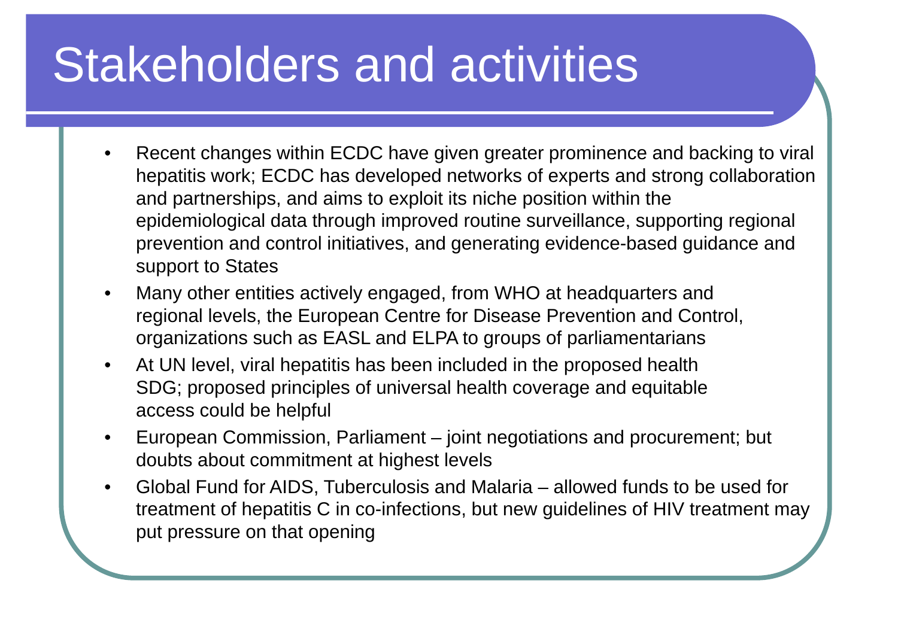# Stakeholders and activities

- Recent changes within ECDC have given greater prominence and backing to viral hepatitis work; ECDC has developed networks of experts and strong collaboration and partnerships, and aims to exploit its niche position within the epidemiological data through improved routine surveillance, supporting regional prevention and control initiatives, and generating evidence-based guidance and support to States
- Many other entities actively engaged, from WHO at headquarters and regional levels, the European Centre for Disease Prevention and Control, organizations such as EASL and ELPA to groups of parliamentarians
- At UN level, viral hepatitis has been included in the proposed health SDG; proposed principles of universal health coverage and equitable access could be helpful
- European Commission, Parliament – joint negotiations and procurement; but doubts about commitment at highest levels
- Global Fund for AIDS, Tuberculosis and Malaria – allowed funds to be used for treatment of hepatitis C in co-infections, but new guidelines of HIV treatment may put pressure on that opening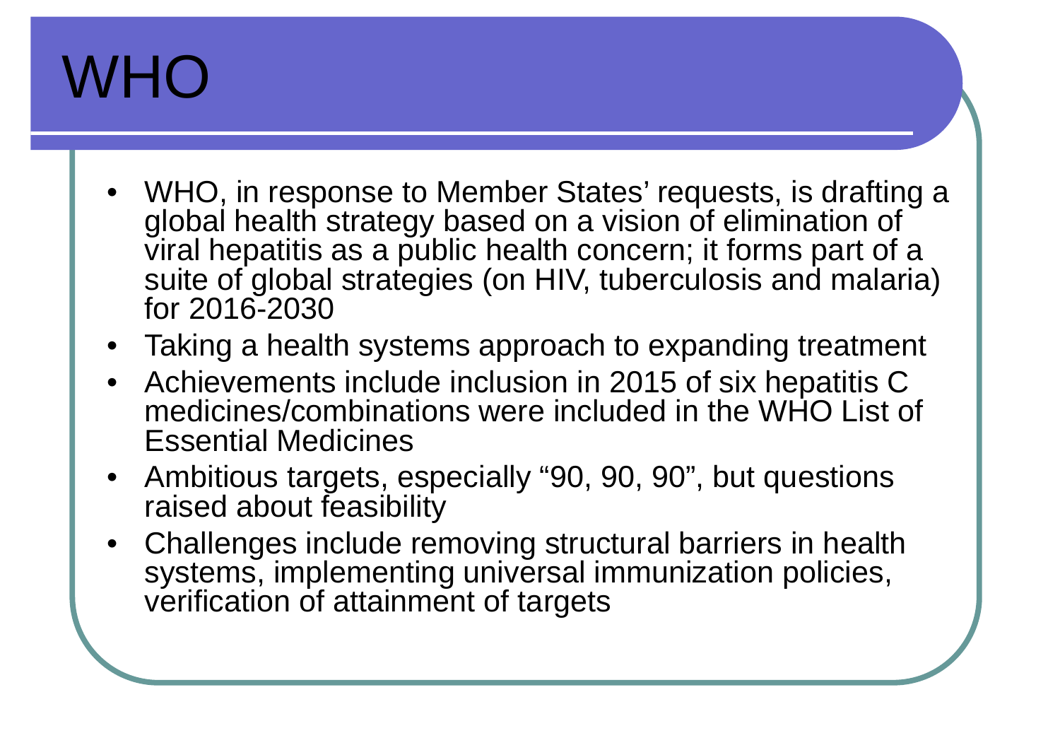# WHO

- WHO, in response to Member States' requests, is drafting a global health strategy based on a vision of elimination of viral hepatitis as a public health concern; it forms part of a suite of global strategies (on HIV, tuberculosis and malaria) for 2016-2030
- Taking a health systems approach to expanding treatment
- Achievements include inclusion in 2015 of six hepatitis C medicines/combinations were included in the WHO List of Essential Medicines
- Ambitious targets, especially "90, 90, 90", but questions raised about feasibility
- Challenges include removing structural barriers in health systems, implementing universal immunization policies, verification of attainment of targets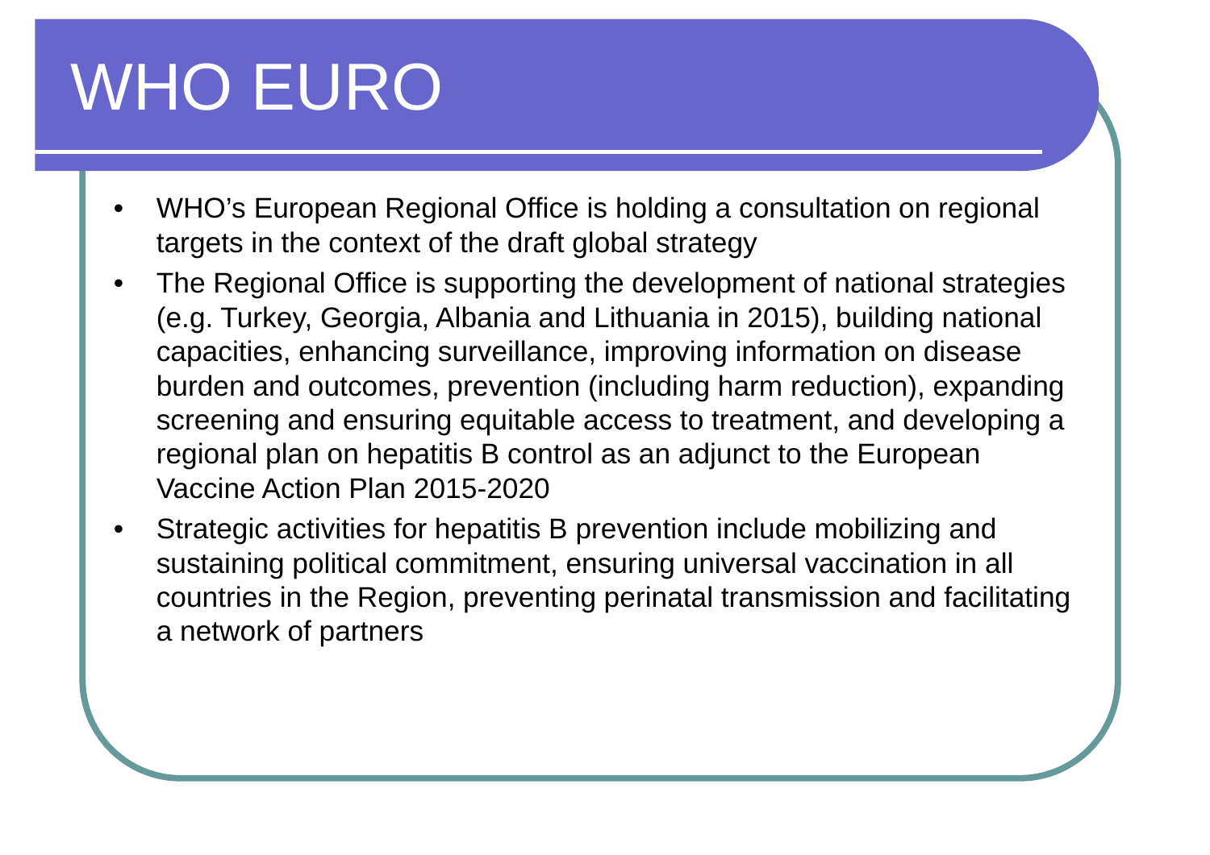# WHO EURO

- WHO's European Regional Office is holding a consultation on regional targets in the context of the draft global strategy
- The Regional Office is supporting the development of national strategies (e.g. Turkey, Georgia, Albania and Lithuania in 2015), building national capacities, enhancing surveillance, improving information on disease burden and outcomes, prevention (including harm reduction), expanding screening and ensuring equitable access to treatment, and developing a regional plan on hepatitis B control as an adjunct to the European Vaccine Action Plan 2015-2020
- Strategic activities for hepatitis B prevention include mobilizing and sustaining political commitment, ensuring universal vaccination in all countries in the Region, preventing perinatal transmission and facilitating a network of partners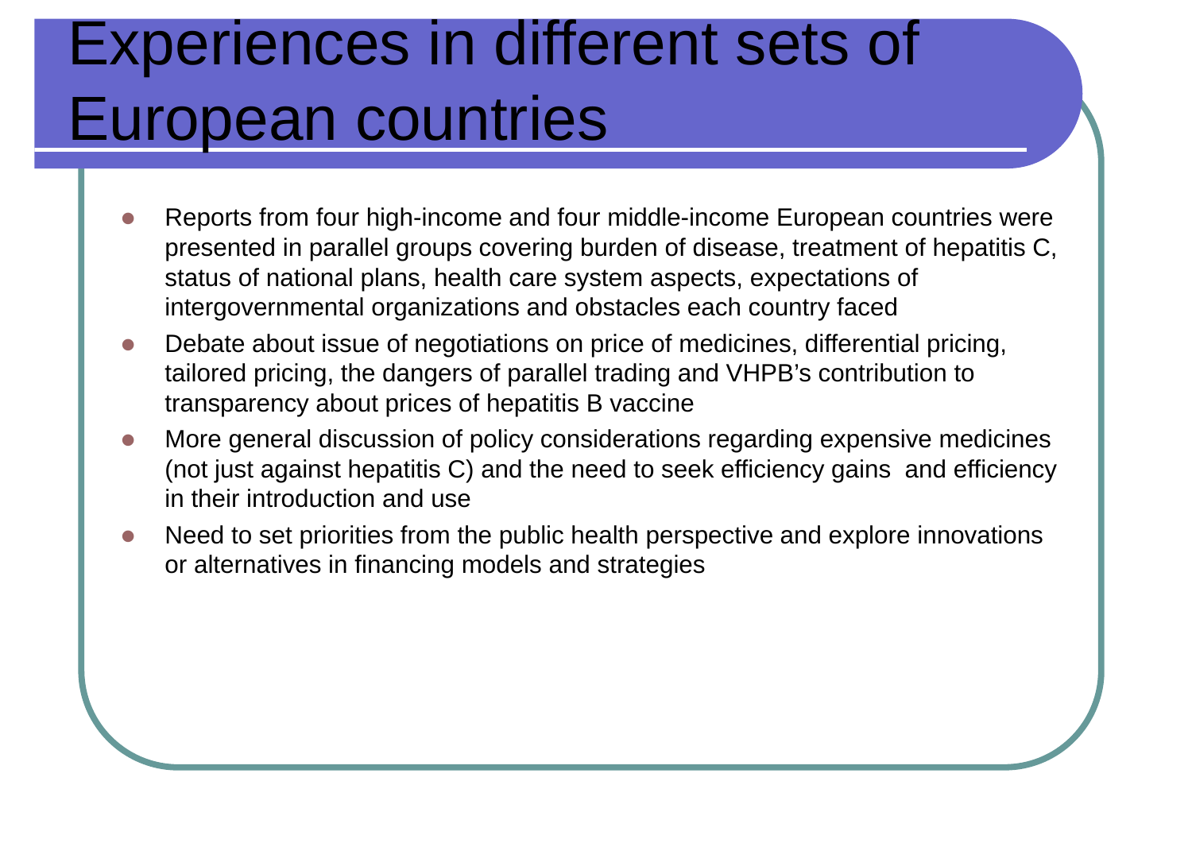# Experiences in different sets of European countries

- Reports from four high-income and four middle-income European countries were presented in parallel groups covering burden of disease, treatment of hepatitis C, status of national plans, health care system aspects, expectations of intergovernmental organizations and obstacles each country faced
- Debate about issue of negotiations on price of medicines, differential pricing, tailored pricing, the dangers of parallel trading and VHPB's contribution to transparency about prices of hepatitis B vaccine
- More general discussion of policy considerations regarding expensive medicines (not just against hepatitis C) and the need to seek efficiency gains and efficiency in their introduction and use
- Need to set priorities from the public health perspective and explore innovations or alternatives in financing models and strategies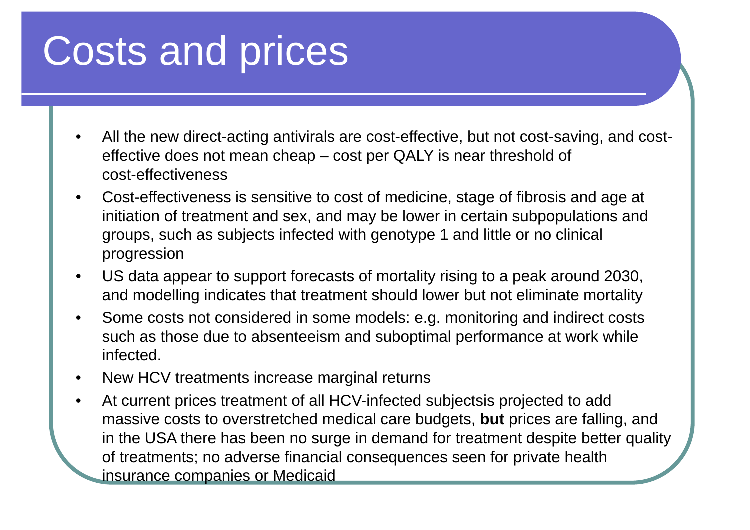# Costs and prices

- All the new direct-acting antivirals are cost-effective, but not cost-saving, and cost-effective does not mean cheap – cost per QALY is near threshold of cost-effectiveness
- Cost-effectiveness is sensitive to cost of medicine, stage of fibrosis and age at initiation of treatment and sex, and may be lower in certain subpopulations and groups, such as subjects infected with genotype 1 and little or no clinical progression
- US data appear to support forecasts of mortality rising to a peak around 2030, and modelling indicates that treatment should lower but not eliminate mortality
- Some costs not considered in some models: e.g. monitoring and indirect costs such as those due to absenteeism and suboptimal performance at work while infected.
- New HCV treatments increase marginal returns
- At current prices treatment of all HCV-infected subjectsis projected to add massive costs to overstretched medical care budgets, **but** prices are falling, and in the USA there has been no surge in demand for treatment despite better quality of treatments; no adverse financial consequences seen for private health insurance companies or Medicaid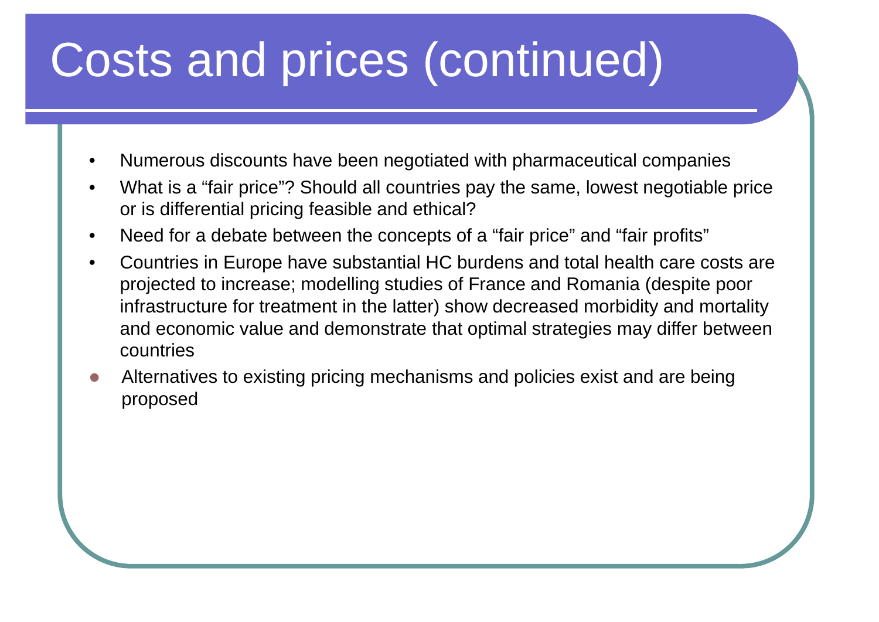# Costs and prices (continued)

- Numerous discounts have been negotiated with pharmaceutical companies
- What is a “fair price”? Should all countries pay the same, lowest negotiable price or is differential pricing feasible and ethical?
- Need for a debate between the concepts of a “fair price” and “fair profits”
- Countries in Europe have substantial HC burdens and total health care costs are projected to increase; modelling studies of France and Romania (despite poor infrastructure for treatment in the latter) show decreased morbidity and mortality and economic value and demonstrate that optimal strategies may differ between countries
- Alternatives to existing pricing mechanisms and policies exist and are being proposed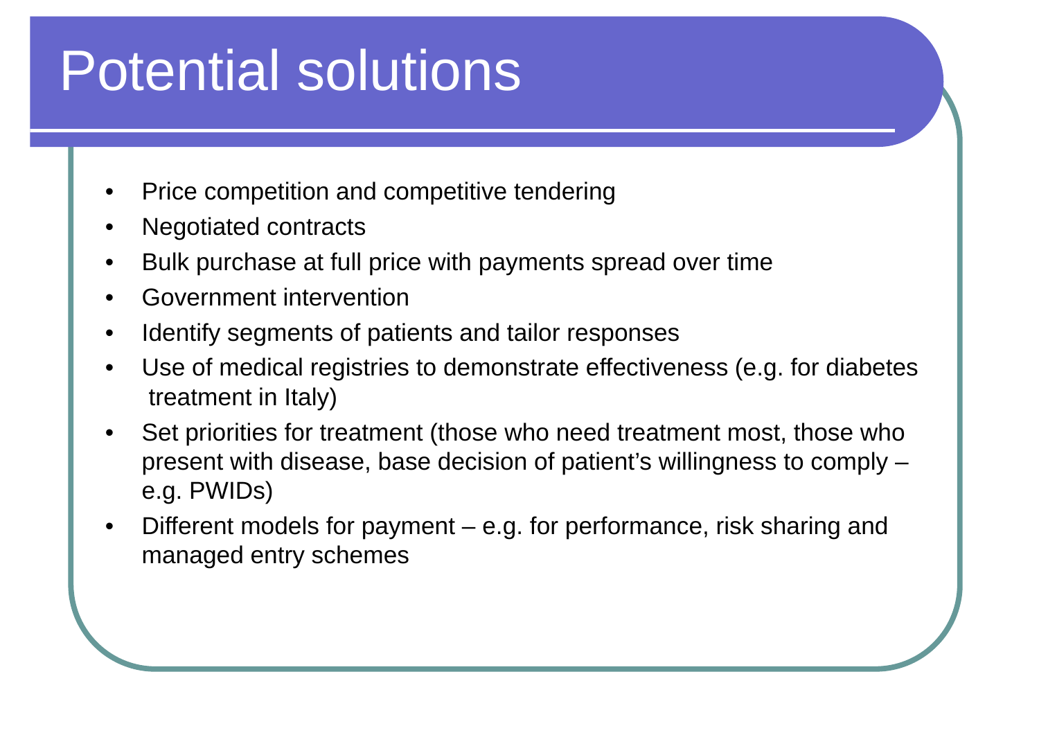# Potential solutions

- Price competition and competitive tendering
- Negotiated contracts
- Bulk purchase at full price with payments spread over time
- Government intervention
- Identify segments of patients and tailor responses
- Use of medical registries to demonstrate effectiveness (e.g. for diabetes treatment in Italy)
- Set priorities for treatment (those who need treatment most, those who present with disease, base decision of patient's willingness to comply – e.g. PWIDs)
- Different models for payment – e.g. for performance, risk sharing and managed entry schemes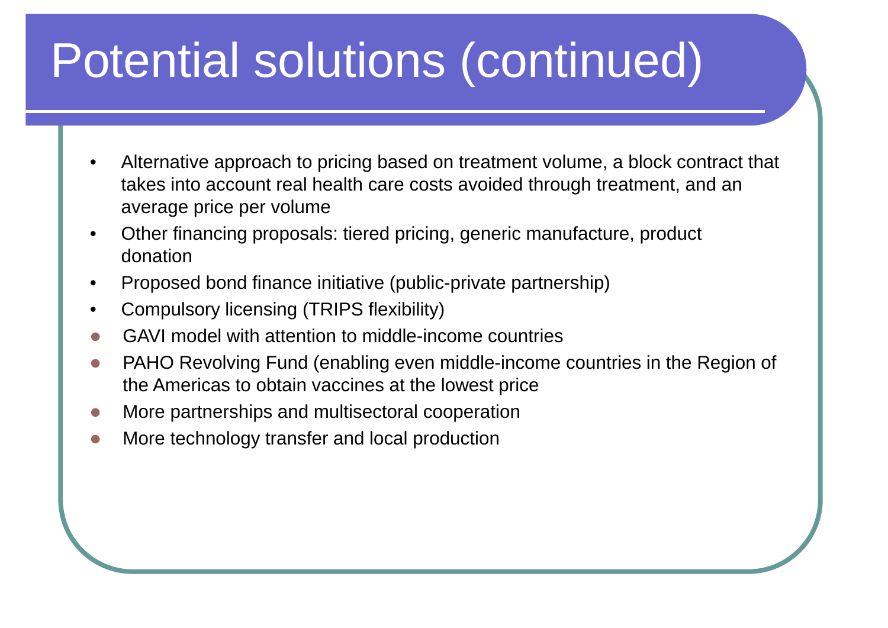# Potential solutions (continued)

- Alternative approach to pricing based on treatment volume, a block contract that takes into account real health care costs avoided through treatment, and an average price per volume
- Other financing proposals: tiered pricing, generic manufacture, product donation
- Proposed bond finance initiative (public-private partnership)
- Compulsory licensing (TRIPS flexibility)
- GAVI model with attention to middle-income countries
- PAHO Revolving Fund (enabling even middle-income countries in the Region of the Americas to obtain vaccines at the lowest price
- More partnerships and multisectoral cooperation
- More technology transfer and local production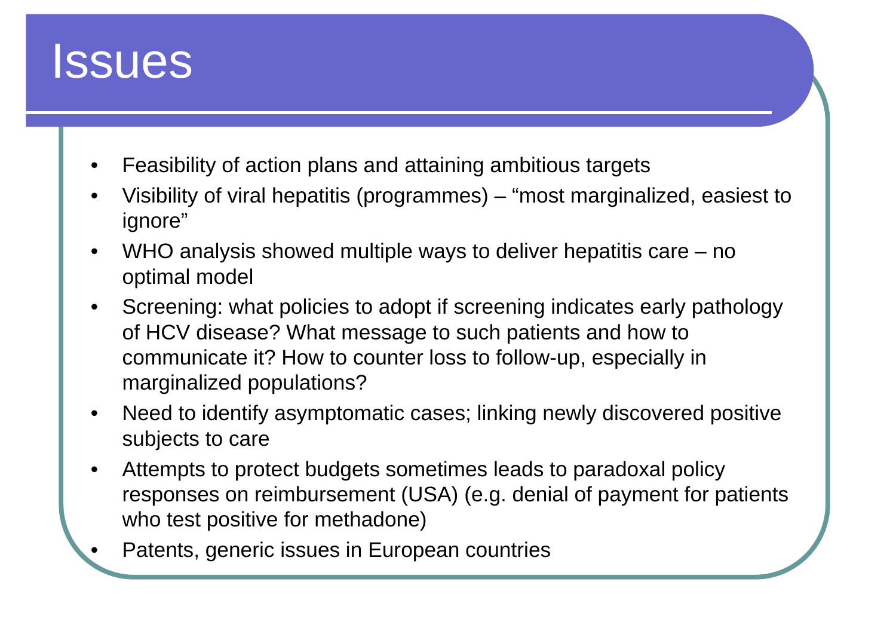# Issues

- Feasibility of action plans and attaining ambitious targets
- Visibility of viral hepatitis (programmes) – “most marginalized, easiest to ignore”
- WHO analysis showed multiple ways to deliver hepatitis care – no optimal model
- Screening: what policies to adopt if screening indicates early pathology of HCV disease? What message to such patients and how to communicate it? How to counter loss to follow-up, especially in marginalized populations?
- Need to identify asymptomatic cases; linking newly discovered positive subjects to care
- Attempts to protect budgets sometimes leads to paradoxal policy responses on reimbursement (USA) (e.g. denial of payment for patients who test positive for methadone)
- Patents, generic issues in European countries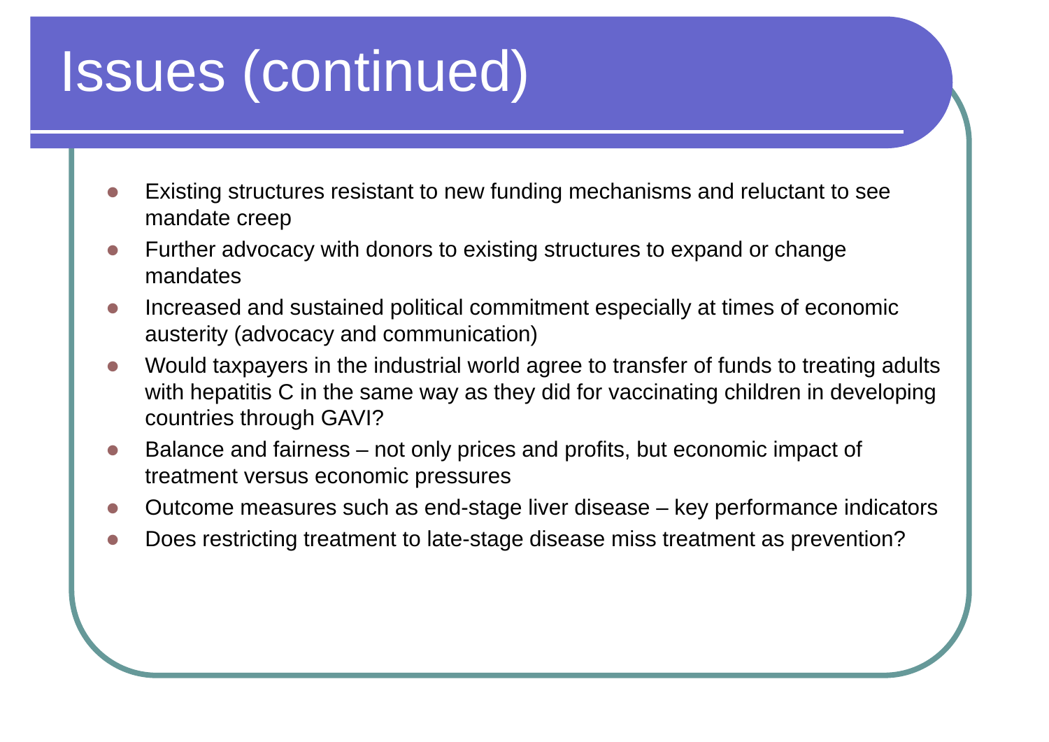# Issues (continued)

- Existing structures resistant to new funding mechanisms and reluctant to see mandate creep
- Further advocacy with donors to existing structures to expand or change mandates
- Increased and sustained political commitment especially at times of economic austerity (advocacy and communication)
- Would taxpayers in the industrial world agree to transfer of funds to treating adults with hepatitis C in the same way as they did for vaccinating children in developing countries through GAVI?
- Balance and fairness – not only prices and profits, but economic impact of treatment versus economic pressures
- Outcome measures such as end-stage liver disease – key performance indicators
- Does restricting treatment to late-stage disease miss treatment as prevention?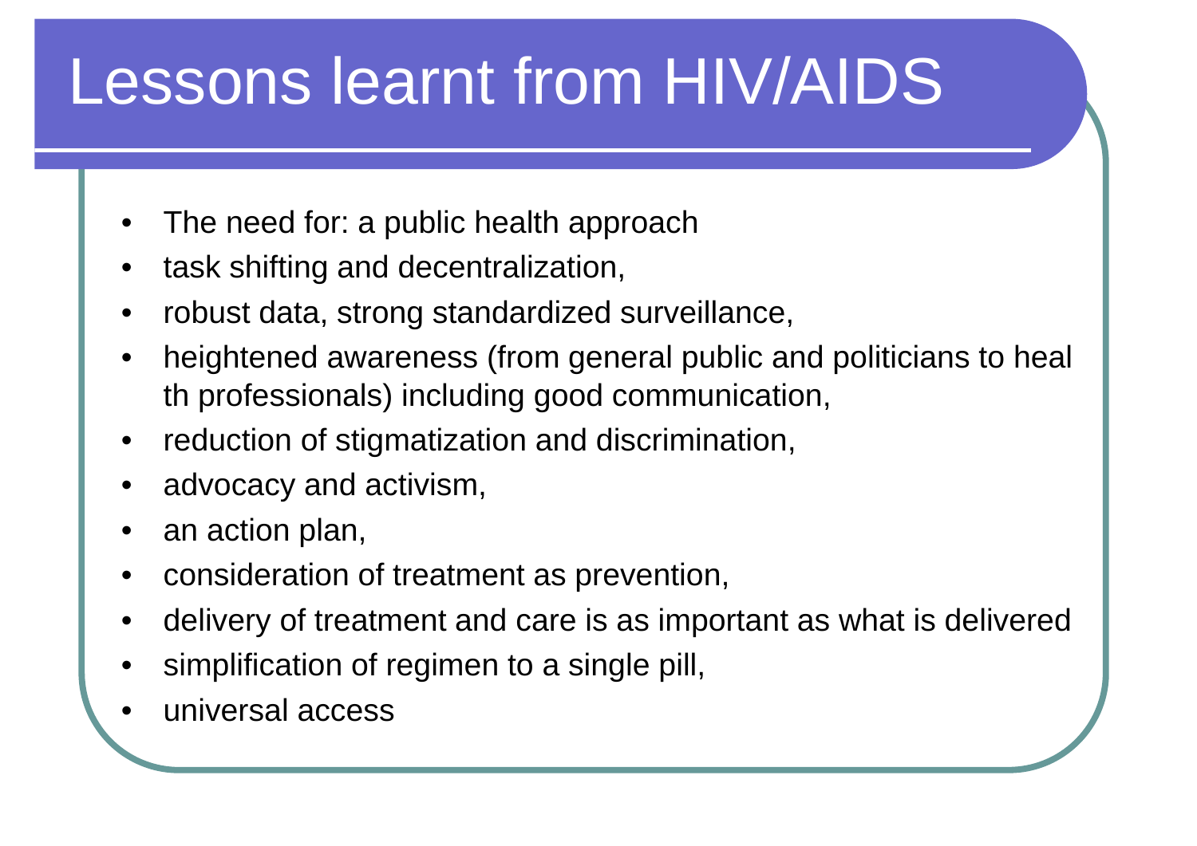# Lessons learnt from HIV/AIDS

- The need for: a public health approach
- task shifting and decentralization,
- robust data, strong standardized surveillance,
- heightened awareness (from general public and politicians to heal th professionals) including good communication,
- reduction of stigmatization and discrimination,
- advocacy and activism,
- an action plan,
- consideration of treatment as prevention,
- delivery of treatment and care is as important as what is delivered
- simplification of regimen to a single pill,
- universal access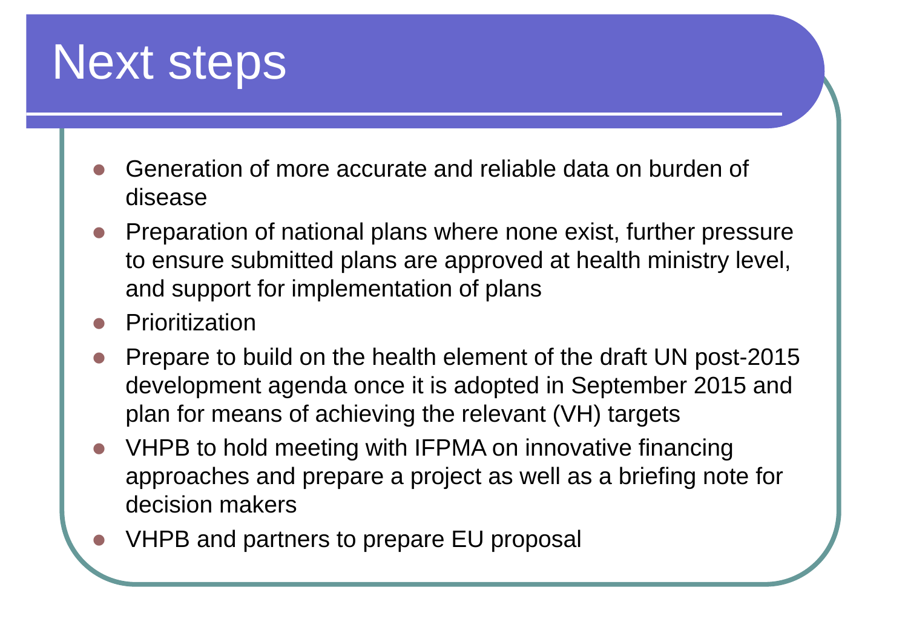# Next steps

- Generation of more accurate and reliable data on burden of disease
- Preparation of national plans where none exist, further pressure to ensure submitted plans are approved at health ministry level, and support for implementation of plans
- Prioritization
- Prepare to build on the health element of the draft UN post-2015 development agenda once it is adopted in September 2015 and plan for means of achieving the relevant (VH) targets
- VHPB to hold meeting with IFPMA on innovative financing approaches and prepare a project as well as a briefing note for decision makers
- VHPB and partners to prepare EU proposal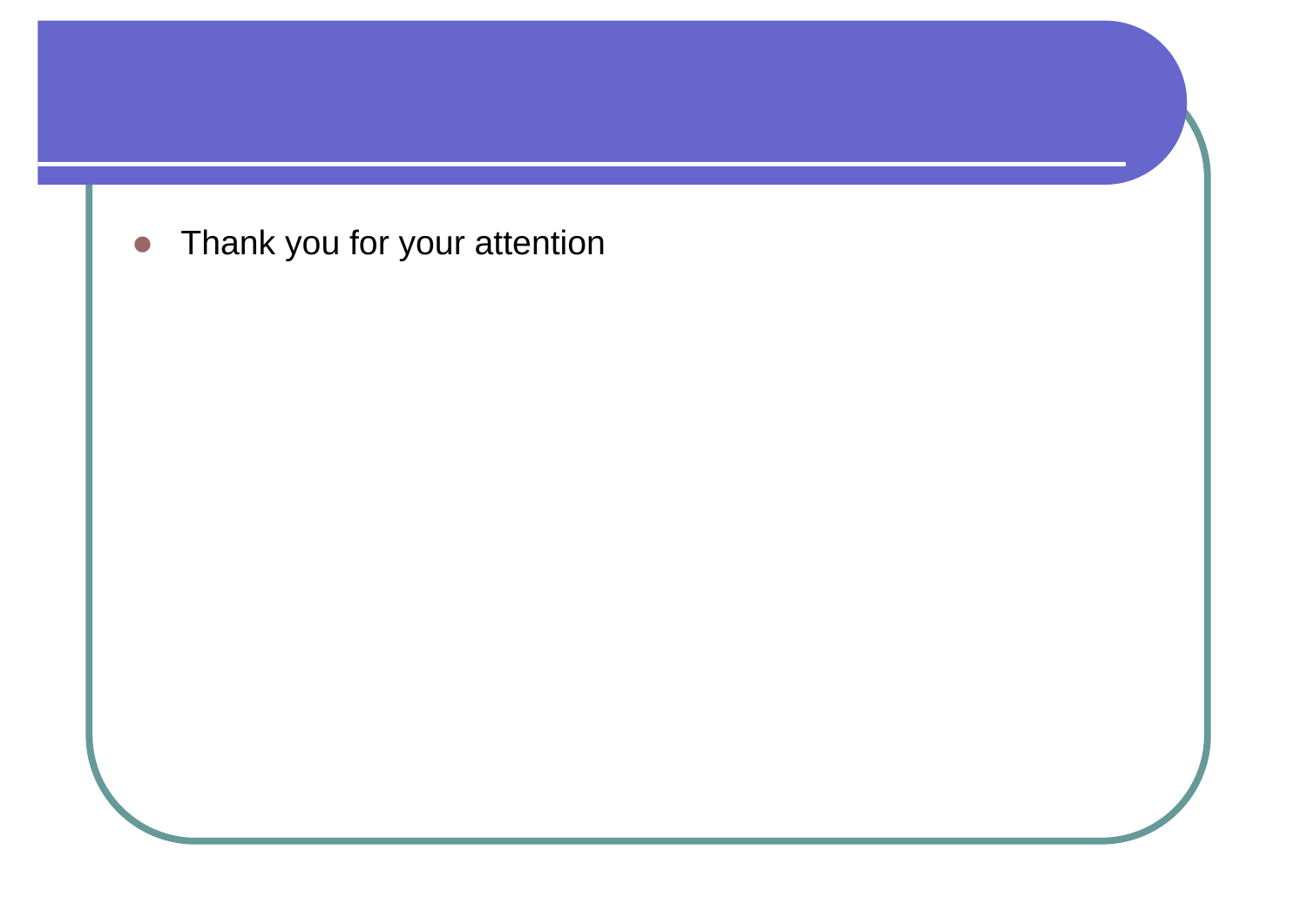- Thank you for your attention